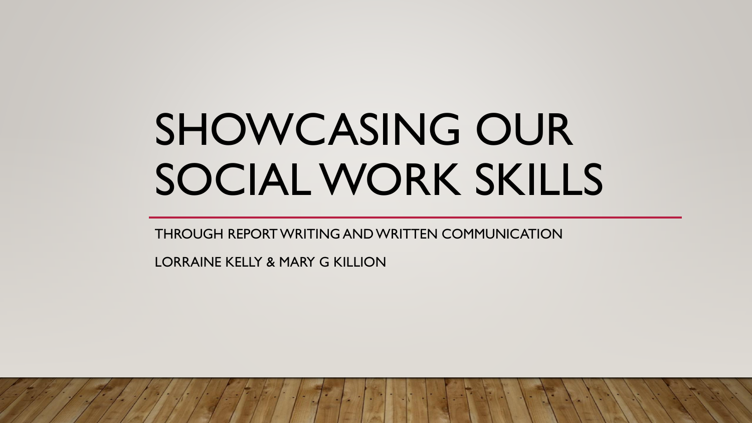# SHOWCASING OUR SOCIAL WORK SKILLS

THROUGH REPORT WRITING AND WRITTEN COMMUNICATION

LORRAINE KELLY & MARY G KILLION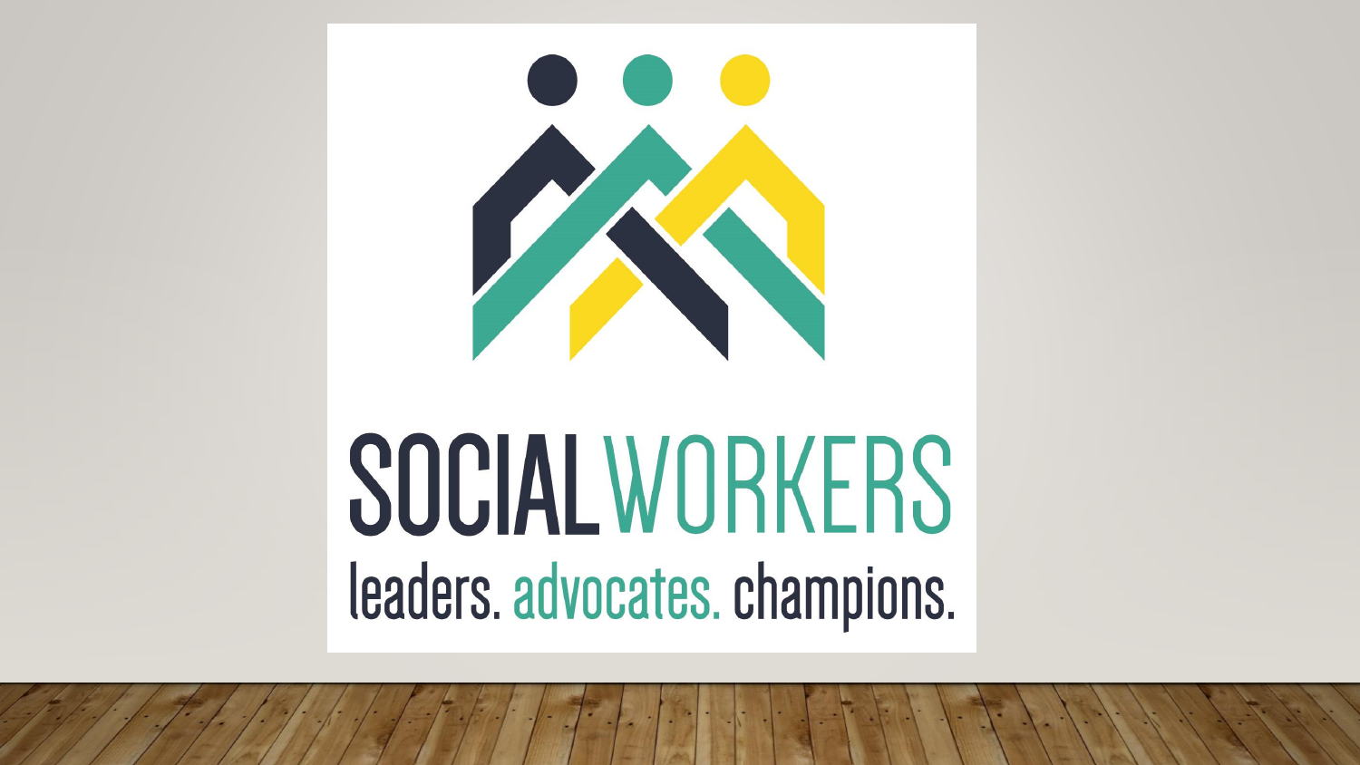SOCIALWORKERS

leaders. advocates. champions.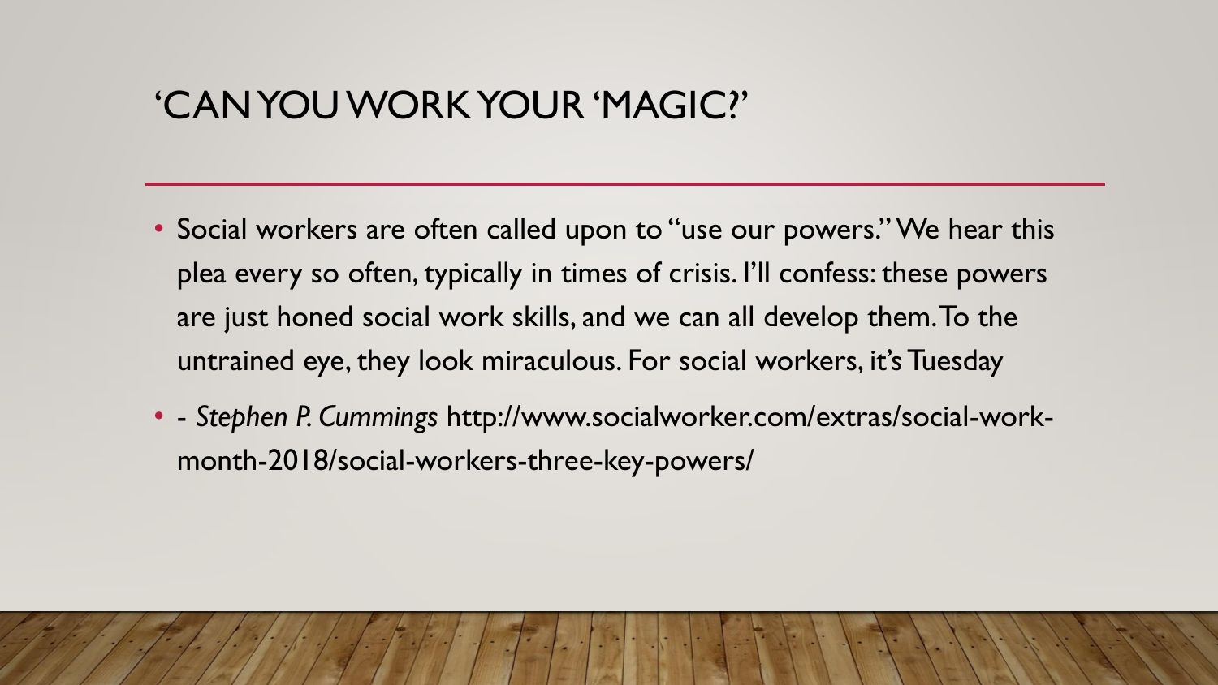# 'CAN YOU WORK YOUR 'MAGIC?'

- Social workers are often called upon to "use our powers." We hear this plea every so often, typically in times of crisis. I'll confess: these powers are just honed social work skills, and we can all develop them. To the untrained eye, they look miraculous. For social workers, it's Tuesday
- - *Stephen P. Cummings* http://www.socialworker.com/extras/social-work-month-2018/social-workers-three-key-powers/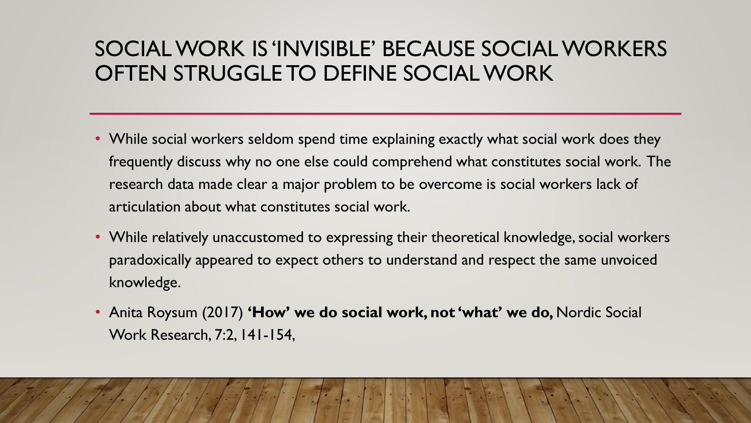# SOCIAL WORK IS 'INVISIBLE' BECAUSE SOCIAL WORKERS OFTEN STRUGGLE TO DEFINE SOCIAL WORK

- While social workers seldom spend time explaining exactly what social work does they frequently discuss why no one else could comprehend what constitutes social work. The research data made clear a major problem to be overcome is social workers lack of articulation about what constitutes social work.
- While relatively unaccustomed to expressing their theoretical knowledge, social workers paradoxically appeared to expect others to understand and respect the same unvoiced knowledge.
- Anita Roysum (2017) **'How' we do social work, not 'what' we do,** Nordic Social Work Research, 7:2, 141-154,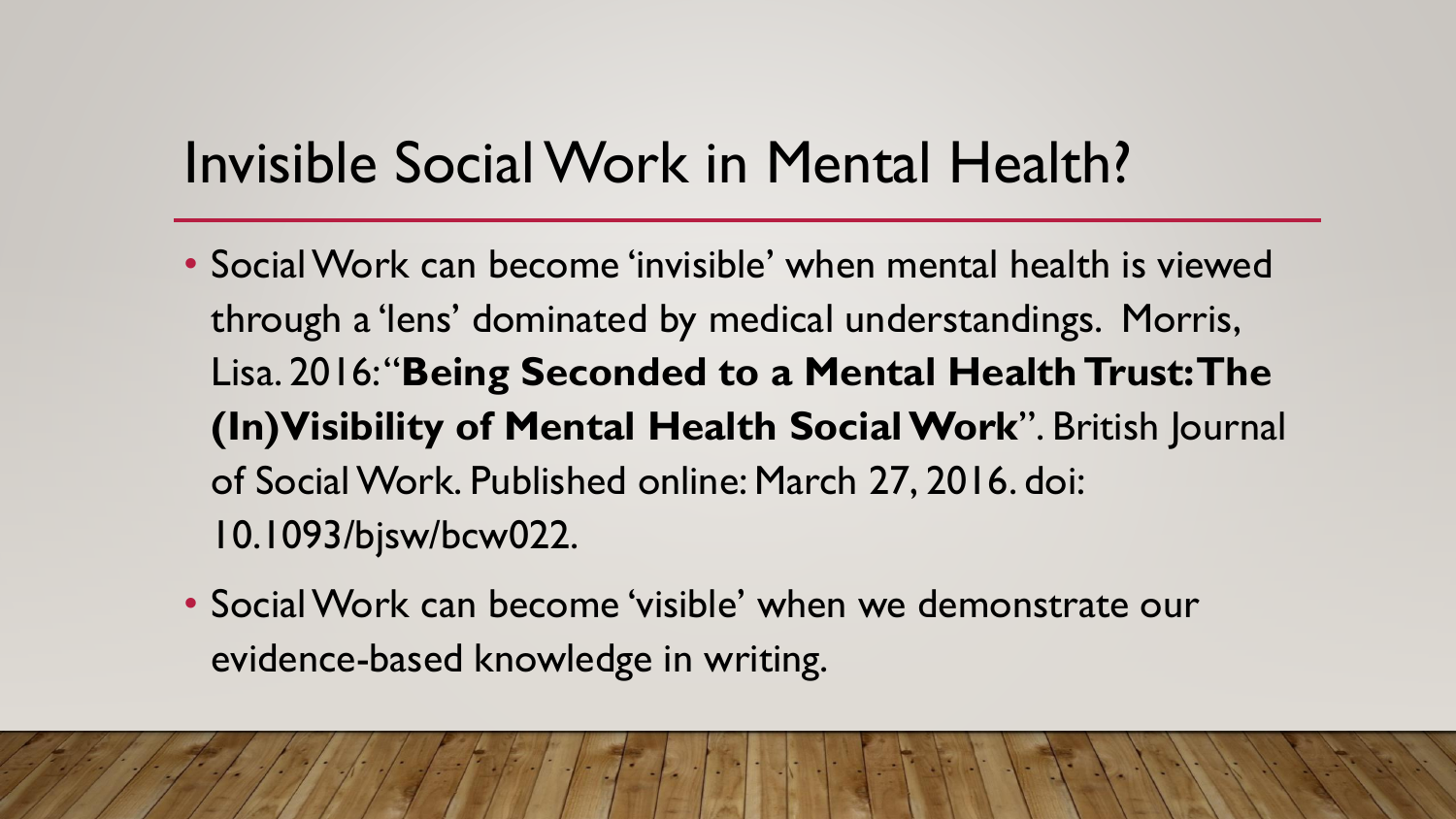# Invisible Social Work in Mental Health?

- Social Work can become 'invisible' when mental health is viewed through a 'lens' dominated by medical understandings. Morris, Lisa. 2016: "**Being Seconded to a Mental Health Trust: The (In)Visibility of Mental Health Social Work**". British Journal of Social Work. Published online: March 27, 2016. doi: 10.1093/bjsw/bcw022.
- Social Work can become 'visible' when we demonstrate our evidence-based knowledge in writing.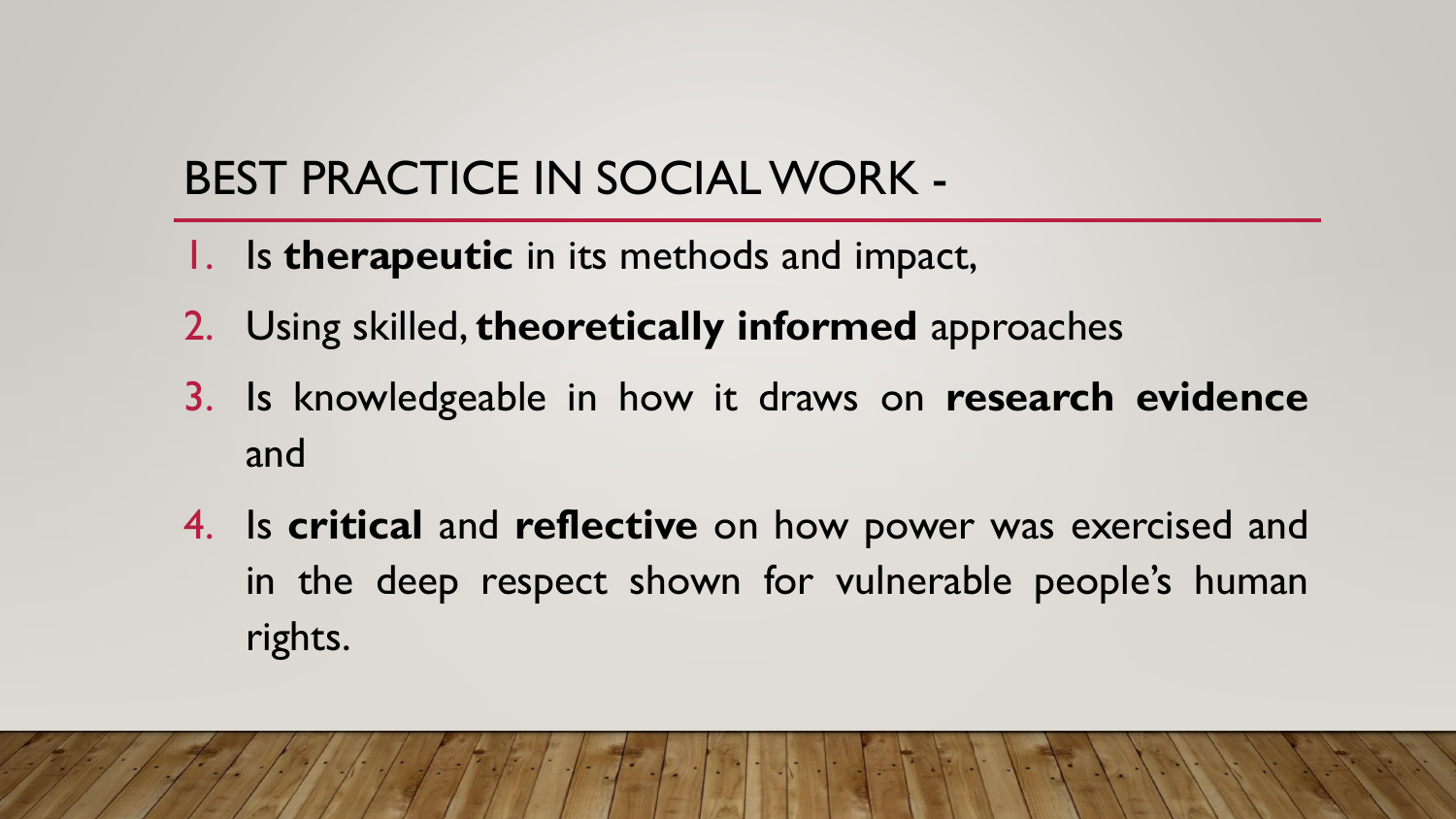## BEST PRACTICE IN SOCIAL WORK -

1. Is **therapeutic** in its methods and impact,
2. Using skilled, **theoretically informed** approaches
3. Is knowledgeable in how it draws on **research evidence** and
4. Is **critical** and **reflective** on how power was exercised and in the deep respect shown for vulnerable people's human rights.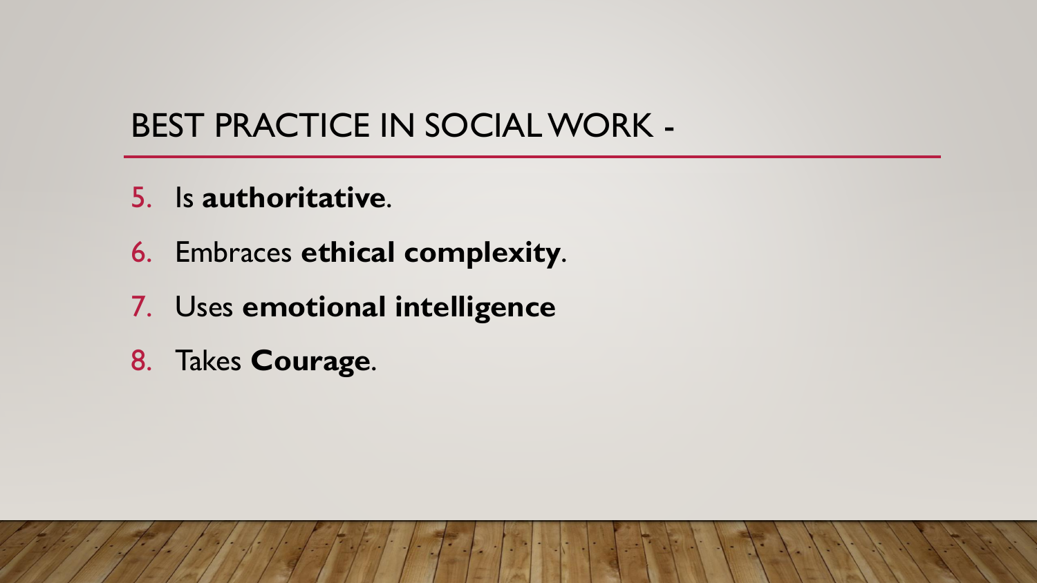# BEST PRACTICE IN SOCIAL WORK -

5. Is **authoritative**.
6. Embraces **ethical complexity**.
7. Uses **emotional intelligence**
8. Takes **Courage**.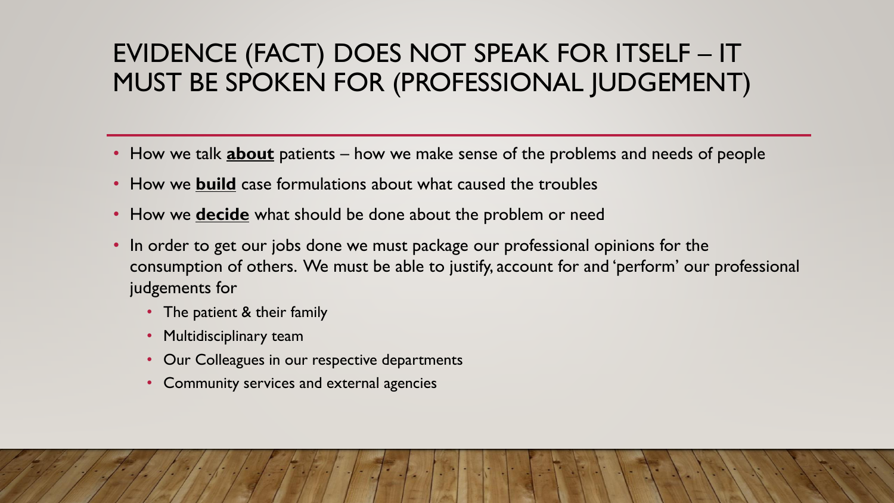# EVIDENCE (FACT) DOES NOT SPEAK FOR ITSELF – IT MUST BE SPOKEN FOR (PROFESSIONAL JUDGEMENT)

- How we talk **about** patients – how we make sense of the problems and needs of people
- How we **build** case formulations about what caused the troubles
- How we **decide** what should be done about the problem or need
- In order to get our jobs done we must package our professional opinions for the consumption of others. We must be able to justify, account for and 'perform' our professional judgements for
  - The patient & their family
  - Multidisciplinary team
  - Our Colleagues in our respective departments
  - Community services and external agencies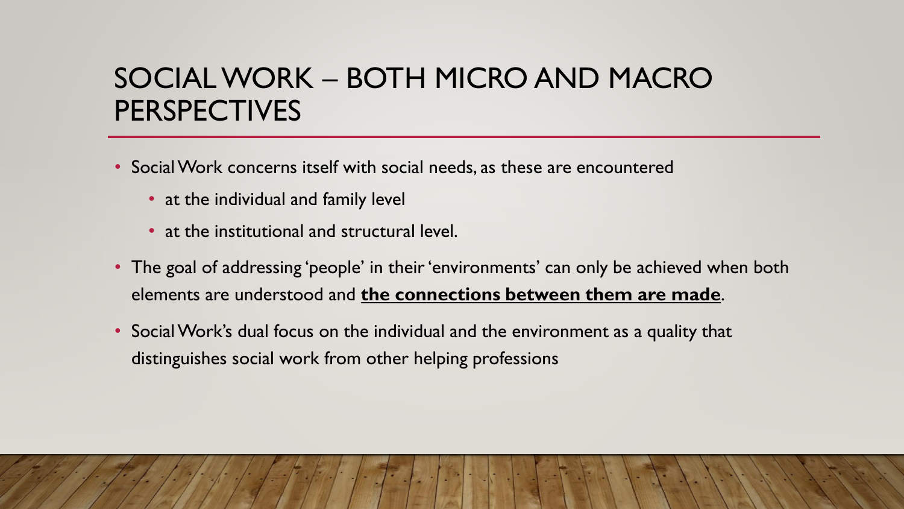# SOCIAL WORK – BOTH MICRO AND MACRO PERSPECTIVES

- Social Work concerns itself with social needs, as these are encountered
  - at the individual and family level
  - at the institutional and structural level.
- The goal of addressing 'people' in their 'environments' can only be achieved when both elements are understood and **the connections between them are made**.
- Social Work's dual focus on the individual and the environment as a quality that distinguishes social work from other helping professions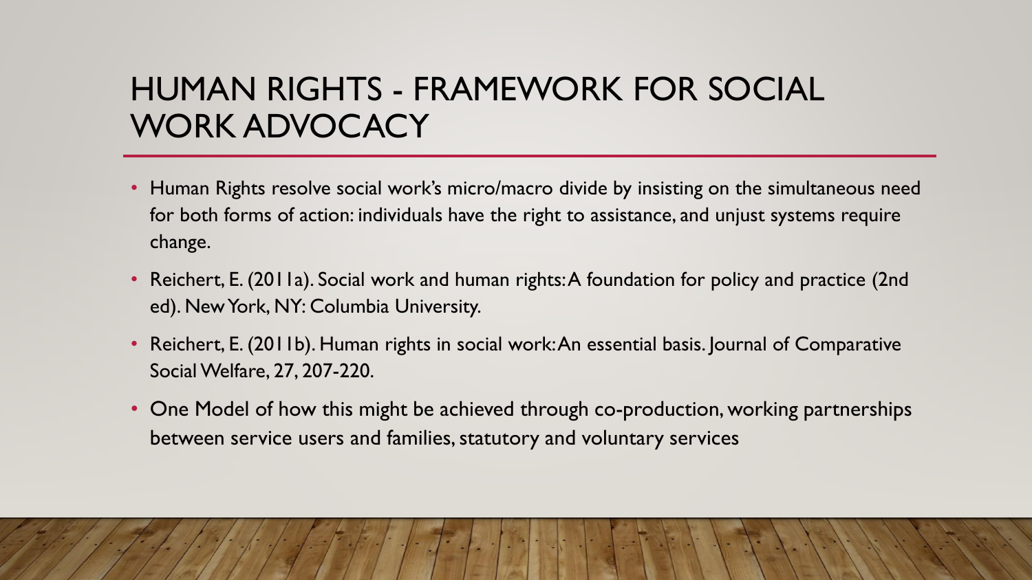# HUMAN RIGHTS - FRAMEWORK FOR SOCIAL WORK ADVOCACY

- Human Rights resolve social work's micro/macro divide by insisting on the simultaneous need for both forms of action: individuals have the right to assistance, and unjust systems require change.
- Reichert, E. (2011a). Social work and human rights: A foundation for policy and practice (2nd ed). New York, NY: Columbia University.
- Reichert, E. (2011b). Human rights in social work: An essential basis. Journal of Comparative Social Welfare, 27, 207-220.
- One Model of how this might be achieved through co-production, working partnerships between service users and families, statutory and voluntary services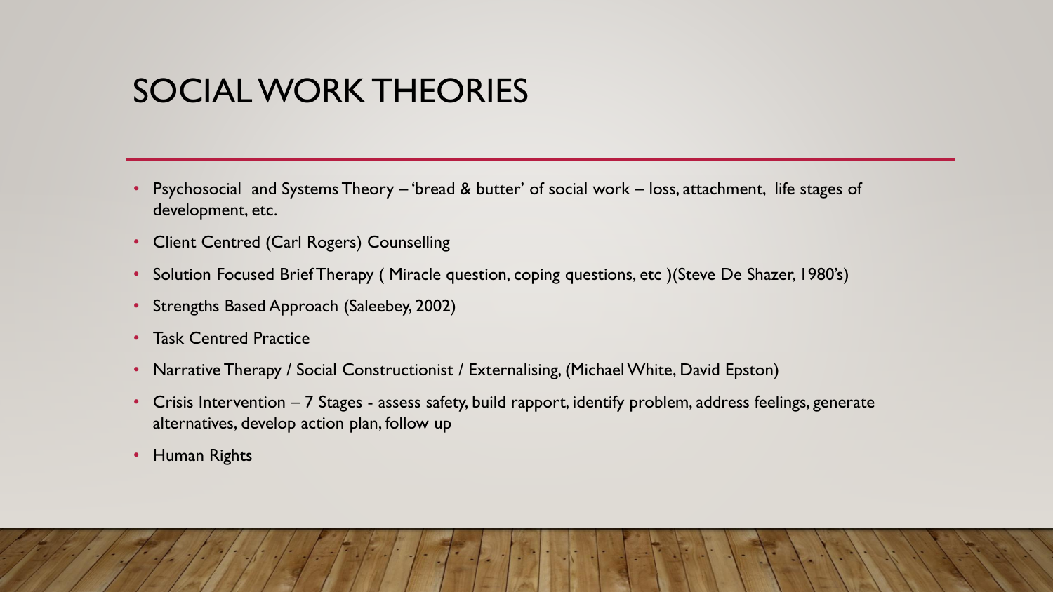# SOCIAL WORK THEORIES

- Psychosocial and Systems Theory – 'bread & butter' of social work – loss, attachment, life stages of development, etc.
- Client Centred (Carl Rogers) Counselling
- Solution Focused Brief Therapy ( Miracle question, coping questions, etc )(Steve De Shazer, 1980's)
- Strengths Based Approach (Saleebey, 2002)
- Task Centred Practice
- Narrative Therapy / Social Constructionist / Externalising, (Michael White, David Epston)
- Crisis Intervention – 7 Stages - assess safety, build rapport, identify problem, address feelings, generate alternatives, develop action plan, follow up
- Human Rights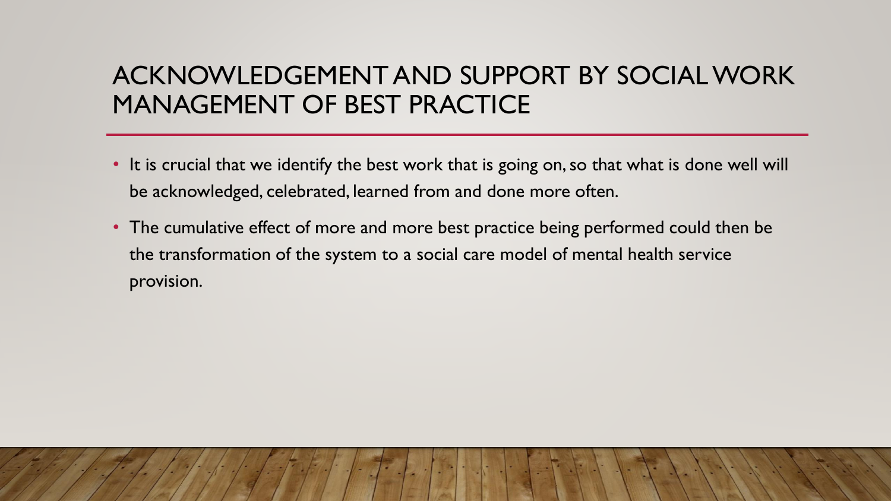# ACKNOWLEDGEMENT AND SUPPORT BY SOCIAL WORK MANAGEMENT OF BEST PRACTICE

- It is crucial that we identify the best work that is going on, so that what is done well will be acknowledged, celebrated, learned from and done more often.
- The cumulative effect of more and more best practice being performed could then be the transformation of the system to a social care model of mental health service provision.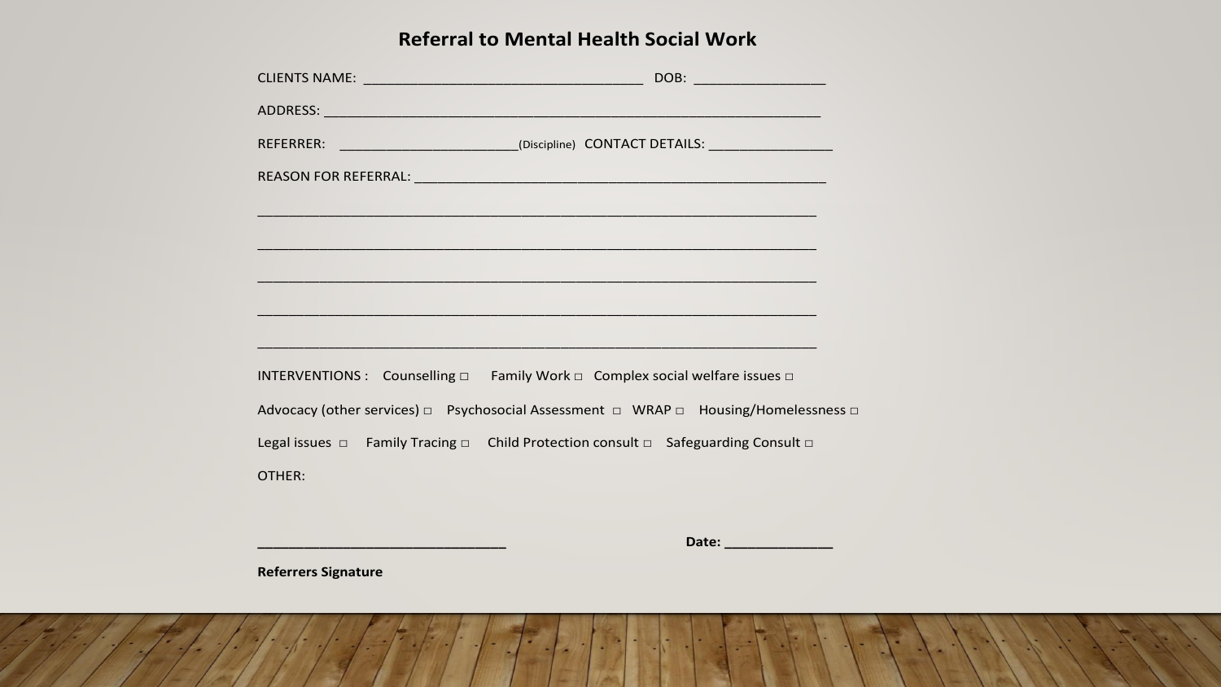# Referral to Mental Health Social Work

CLIENTS NAME: ___________________________________ DOB: ________________

ADDRESS: ______________________________________________________________

REFERRER: ______________________(Discipline) CONTACT DETAILS: ________________

REASON FOR REFERRAL: ____________________________________________________

______________________________________________________________________

______________________________________________________________________

______________________________________________________________________

______________________________________________________________________

______________________________________________________________________

INTERVENTIONS : Counselling □ Family Work □ Complex social welfare issues □

Advocacy (other services) □ Psychosocial Assessment □ WRAP □ Housing/Homelessness □

Legal issues □ Family Tracing □ Child Protection consult □ Safeguarding Consult □

OTHER:

_______________________________ **Date:** ______________

**Referrers Signature**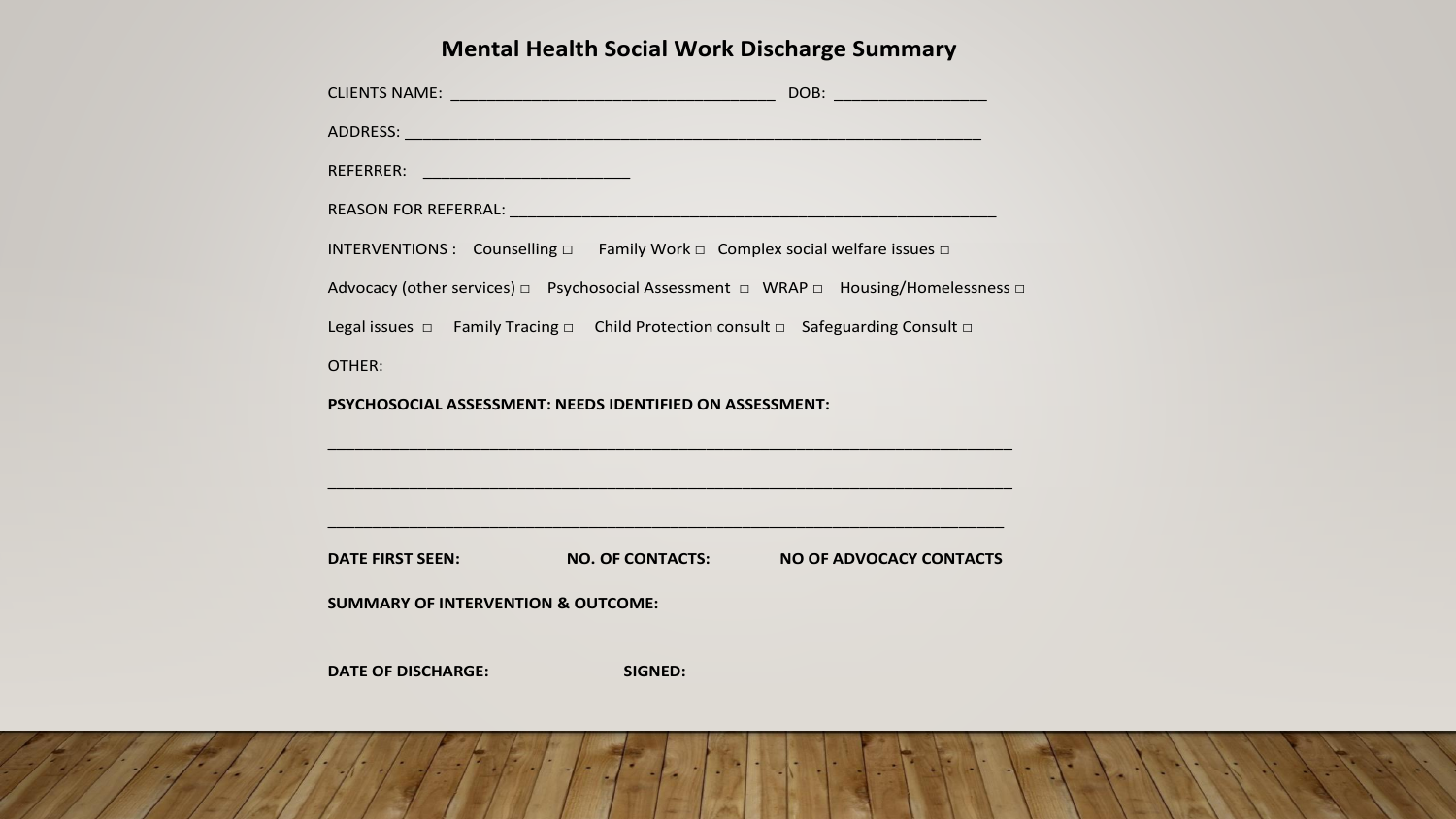# Mental Health Social Work Discharge Summary

CLIENTS NAME: ___________________________________ DOB: ________________

ADDRESS: ______________________________________________________________

REFERRER: ______________________

REASON FOR REFERRAL: ____________________________________________________

INTERVENTIONS : Counselling □ Family Work □ Complex social welfare issues □

Advocacy (other services) □ Psychosocial Assessment □ WRAP □ Housing/Homelessness □

Legal issues □ Family Tracing □ Child Protection consult □ Safeguarding Consult □

OTHER:

**PSYCHOSOCIAL ASSESSMENT: NEEDS IDENTIFIED ON ASSESSMENT:**

__________________________________________________________________________

__________________________________________________________________________

__________________________________________________________________________

**DATE FIRST SEEN:** **NO. OF CONTACTS:** **NO OF ADVOCACY CONTACTS**

**SUMMARY OF INTERVENTION & OUTCOME:**

**DATE OF DISCHARGE:** **SIGNED:**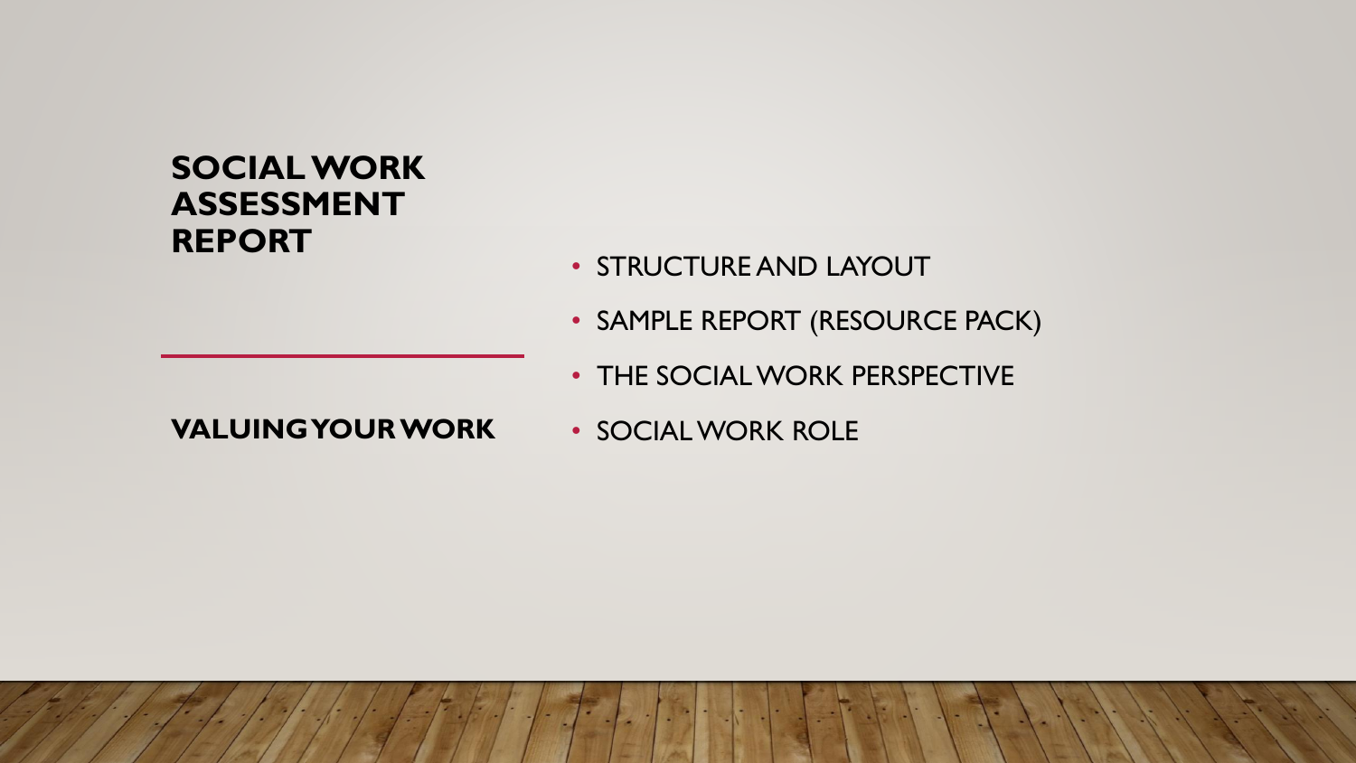# SOCIAL WORK ASSESSMENT REPORT

**VALUING YOUR WORK**

- STRUCTURE AND LAYOUT
- SAMPLE REPORT (RESOURCE PACK)
- THE SOCIAL WORK PERSPECTIVE
- SOCIAL WORK ROLE